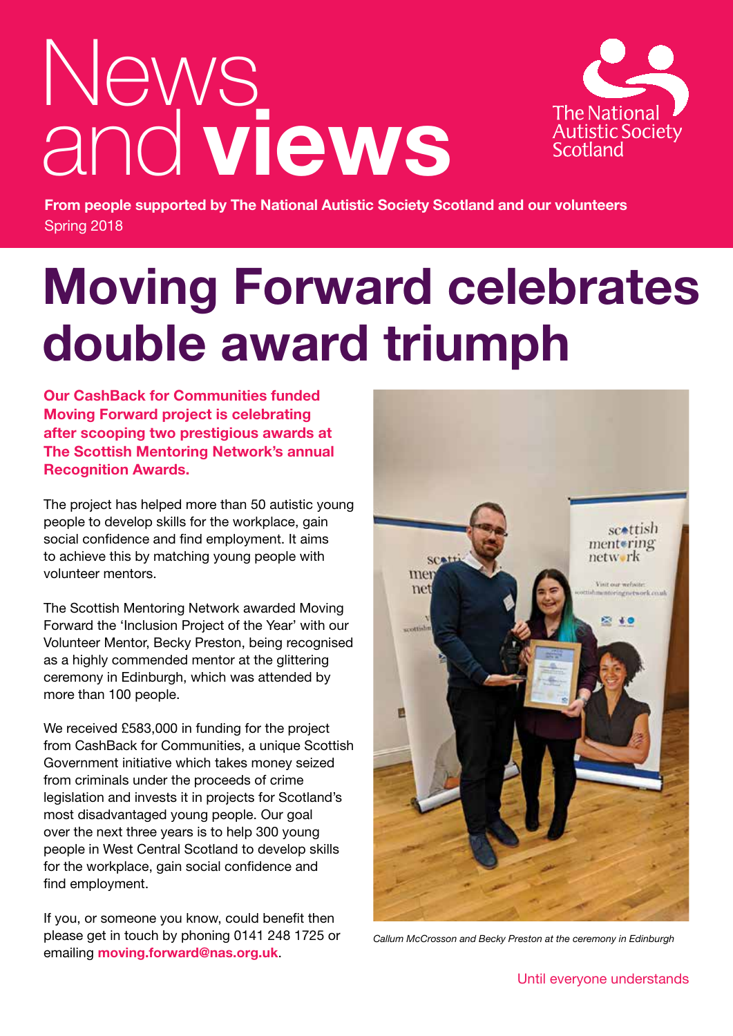# News and views

**From people supported by The National Autistic Society Scotland and our volunteers**
Spring 2018

# Moving Forward celebrates double award triumph

**Our CashBack for Communities funded Moving Forward project is celebrating after scooping two prestigious awards at The Scottish Mentoring Network's annual Recognition Awards.**

The project has helped more than 50 autistic young people to develop skills for the workplace, gain social confidence and find employment. It aims to achieve this by matching young people with volunteer mentors.

The Scottish Mentoring Network awarded Moving Forward the 'Inclusion Project of the Year' with our Volunteer Mentor, Becky Preston, being recognised as a highly commended mentor at the glittering ceremony in Edinburgh, which was attended by more than 100 people.

We received £583,000 in funding for the project from CashBack for Communities, a unique Scottish Government initiative which takes money seized from criminals under the proceeds of crime legislation and invests it in projects for Scotland's most disadvantaged young people. Our goal over the next three years is to help 300 young people in West Central Scotland to develop skills for the workplace, gain social confidence and find employment.

If you, or someone you know, could benefit then please get in touch by phoning 0141 248 1725 or emailing **moving.forward@nas.org.uk**.

*Callum McCrosson and Becky Preston at the ceremony in Edinburgh*

Until everyone understands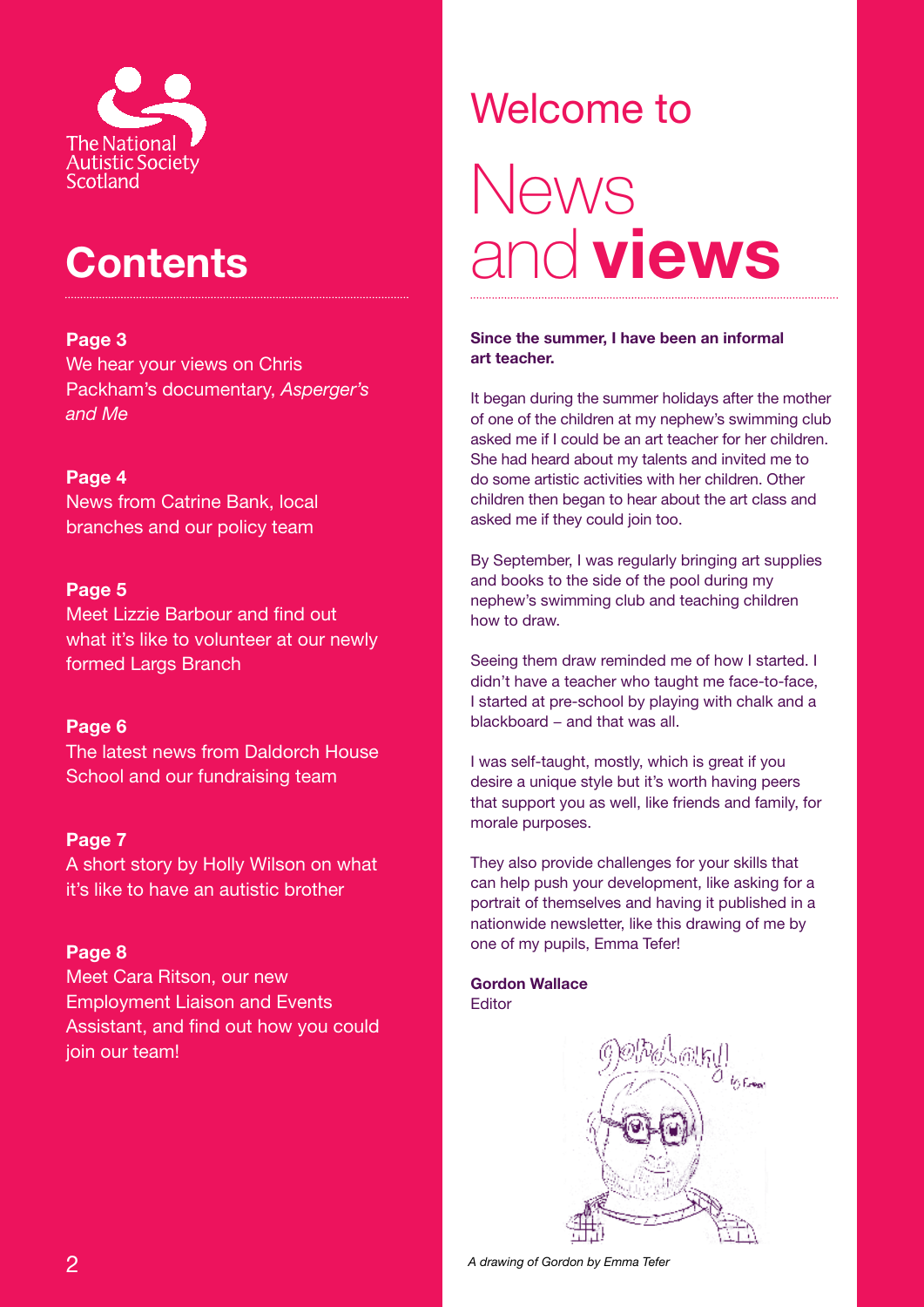The National Autistic Society Scotland

# Contents

**Page 3**
We hear your views on Chris Packham's documentary, *Asperger's and Me*

**Page 4**
News from Catrine Bank, local branches and our policy team

**Page 5**
Meet Lizzie Barbour and find out what it's like to volunteer at our newly formed Largs Branch

**Page 6**
The latest news from Daldorch House School and our fundraising team

**Page 7**
A short story by Holly Wilson on what it's like to have an autistic brother

**Page 8**
Meet Cara Ritson, our new Employment Liaison and Events Assistant, and find out how you could join our team!

# Welcome to News and **views**

**Since the summer, I have been an informal art teacher.**

It began during the summer holidays after the mother of one of the children at my nephew's swimming club asked me if I could be an art teacher for her children. She had heard about my talents and invited me to do some artistic activities with her children. Other children then began to hear about the art class and asked me if they could join too.

By September, I was regularly bringing art supplies and books to the side of the pool during my nephew's swimming club and teaching children how to draw.

Seeing them draw reminded me of how I started. I didn't have a teacher who taught me face-to-face, I started at pre-school by playing with chalk and a blackboard – and that was all.

I was self-taught, mostly, which is great if you desire a unique style but it's worth having peers that support you as well, like friends and family, for morale purposes.

They also provide challenges for your skills that can help push your development, like asking for a portrait of themselves and having it published in a nationwide newsletter, like this drawing of me by one of my pupils, Emma Tefer!

**Gordon Wallace**
Editor

*A drawing of Gordon by Emma Tefer*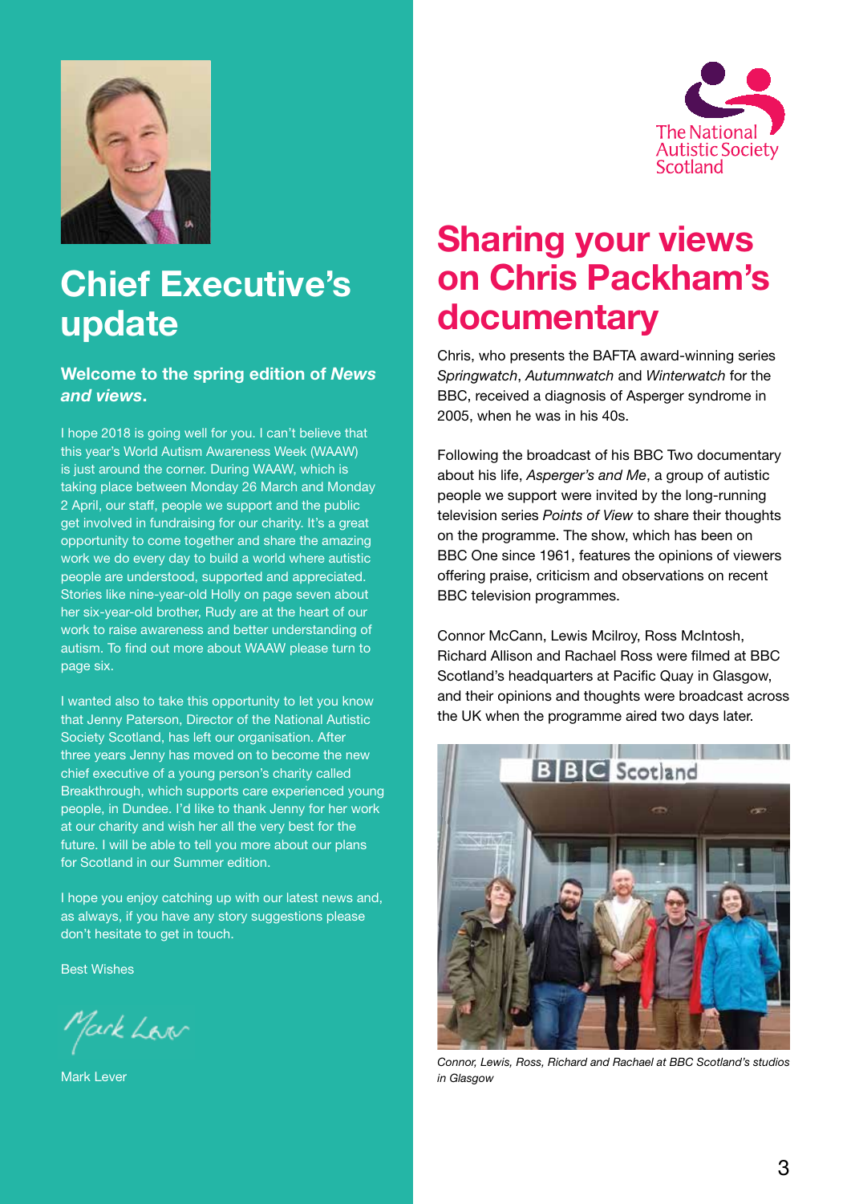# Chief Executive's update

### Welcome to the spring edition of *News and views*.

I hope 2018 is going well for you. I can't believe that this year's World Autism Awareness Week (WAAW) is just around the corner. During WAAW, which is taking place between Monday 26 March and Monday 2 April, our staff, people we support and the public get involved in fundraising for our charity. It's a great opportunity to come together and share the amazing work we do every day to build a world where autistic people are understood, supported and appreciated. Stories like nine-year-old Holly on page seven about her six-year-old brother, Rudy are at the heart of our work to raise awareness and better understanding of autism. To find out more about WAAW please turn to page six.

I wanted also to take this opportunity to let you know that Jenny Paterson, Director of the National Autistic Society Scotland, has left our organisation. After three years Jenny has moved on to become the new chief executive of a young person's charity called Breakthrough, which supports care experienced young people, in Dundee. I'd like to thank Jenny for her work at our charity and wish her all the very best for the future. I will be able to tell you more about our plans for Scotland in our Summer edition.

I hope you enjoy catching up with our latest news and, as always, if you have any story suggestions please don't hesitate to get in touch.

Best Wishes

Mark Lever

Mark Lever

The National Autistic Society Scotland

# Sharing your views on Chris Packham's documentary

Chris, who presents the BAFTA award-winning series *Springwatch*, *Autumnwatch* and *Winterwatch* for the BBC, received a diagnosis of Asperger syndrome in 2005, when he was in his 40s.

Following the broadcast of his BBC Two documentary about his life, *Asperger's and Me*, a group of autistic people we support were invited by the long-running television series *Points of View* to share their thoughts on the programme. The show, which has been on BBC One since 1961, features the opinions of viewers offering praise, criticism and observations on recent BBC television programmes.

Connor McCann, Lewis Mcilroy, Ross McIntosh, Richard Allison and Rachael Ross were filmed at BBC Scotland's headquarters at Pacific Quay in Glasgow, and their opinions and thoughts were broadcast across the UK when the programme aired two days later.

*Connor, Lewis, Ross, Richard and Rachael at BBC Scotland's studios in Glasgow*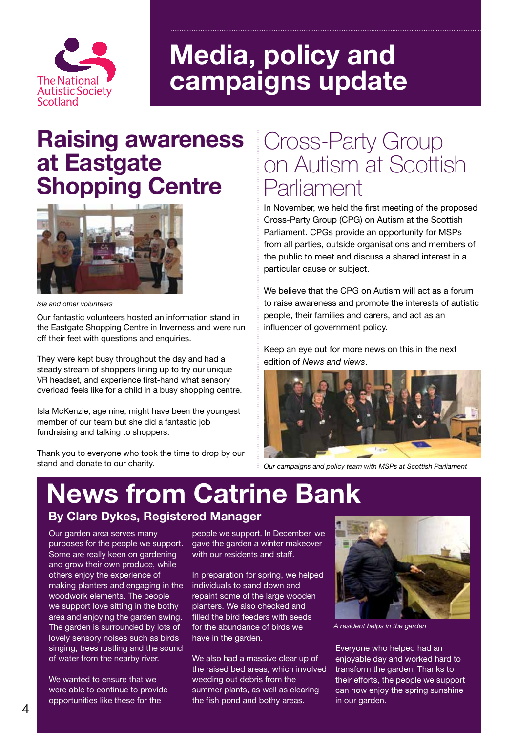The National Autistic Society Scotland

# Media, policy and campaigns update

## Raising awareness at Eastgate Shopping Centre

*Isla and other volunteers*

Our fantastic volunteers hosted an information stand in the Eastgate Shopping Centre in Inverness and were run off their feet with questions and enquiries.

They were kept busy throughout the day and had a steady stream of shoppers lining up to try our unique VR headset, and experience first-hand what sensory overload feels like for a child in a busy shopping centre.

Isla McKenzie, age nine, might have been the youngest member of our team but she did a fantastic job fundraising and talking to shoppers.

Thank you to everyone who took the time to drop by our stand and donate to our charity.

## Cross-Party Group on Autism at Scottish Parliament

In November, we held the first meeting of the proposed Cross-Party Group (CPG) on Autism at the Scottish Parliament. CPGs provide an opportunity for MSPs from all parties, outside organisations and members of the public to meet and discuss a shared interest in a particular cause or subject.

We believe that the CPG on Autism will act as a forum to raise awareness and promote the interests of autistic people, their families and carers, and act as an influencer of government policy.

Keep an eye out for more news on this in the next edition of *News and views*.

*Our campaigns and policy team with MSPs at Scottish Parliament*

# News from Catrine Bank

### By Clare Dykes, Registered Manager

Our garden area serves many purposes for the people we support. Some are really keen on gardening and grow their own produce, while others enjoy the experience of making planters and engaging in the woodwork elements. The people we support love sitting in the bothy area and enjoying the garden swing. The garden is surrounded by lots of lovely sensory noises such as birds singing, trees rustling and the sound of water from the nearby river.

We wanted to ensure that we were able to continue to provide opportunities like these for the people we support. In December, we gave the garden a winter makeover with our residents and staff.

In preparation for spring, we helped individuals to sand down and repaint some of the large wooden planters. We also checked and filled the bird feeders with seeds for the abundance of birds we have in the garden.

We also had a massive clear up of the raised bed areas, which involved weeding out debris from the summer plants, as well as clearing the fish pond and bothy areas.

*A resident helps in the garden*

Everyone who helped had an enjoyable day and worked hard to transform the garden. Thanks to their efforts, the people we support can now enjoy the spring sunshine in our garden.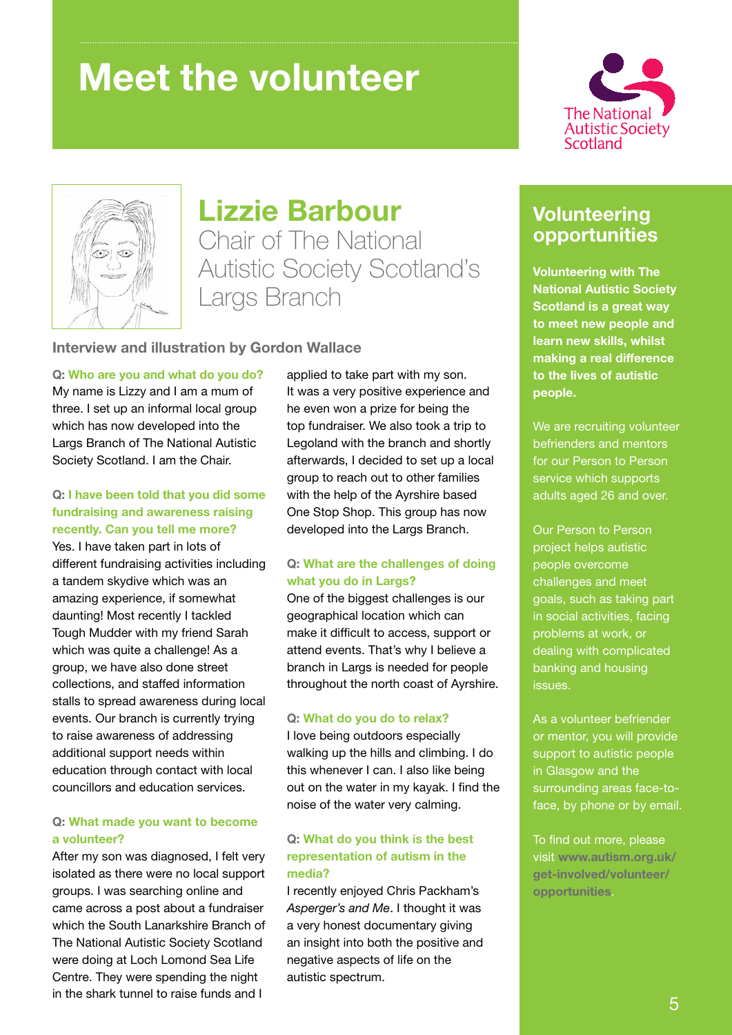# Meet the volunteer

The National Autistic Society Scotland

## Lizzie Barbour

Chair of The National Autistic Society Scotland's Largs Branch

**Interview and illustration by Gordon Wallace**

**Q: Who are you and what do you do?**
My name is Lizzy and I am a mum of three. I set up an informal local group which has now developed into the Largs Branch of The National Autistic Society Scotland. I am the Chair.

**Q: I have been told that you did some fundraising and awareness raising recently. Can you tell me more?**
Yes. I have taken part in lots of different fundraising activities including a tandem skydive which was an amazing experience, if somewhat daunting! Most recently I tackled Tough Mudder with my friend Sarah which was quite a challenge! As a group, we have also done street collections, and staffed information stalls to spread awareness during local events. Our branch is currently trying to raise awareness of addressing additional support needs within education through contact with local councillors and education services.

**Q: What made you want to become a volunteer?**
After my son was diagnosed, I felt very isolated as there were no local support groups. I was searching online and came across a post about a fundraiser which the South Lanarkshire Branch of The National Autistic Society Scotland were doing at Loch Lomond Sea Life Centre. They were spending the night in the shark tunnel to raise funds and I applied to take part with my son. It was a very positive experience and he even won a prize for being the top fundraiser. We also took a trip to Legoland with the branch and shortly afterwards, I decided to set up a local group to reach out to other families with the help of the Ayrshire based One Stop Shop. This group has now developed into the Largs Branch.

**Q: What are the challenges of doing what you do in Largs?**
One of the biggest challenges is our geographical location which can make it difficult to access, support or attend events. That's why I believe a branch in Largs is needed for people throughout the north coast of Ayrshire.

**Q: What do you do to relax?**
I love being outdoors especially walking up the hills and climbing. I do this whenever I can. I also like being out on the water in my kayak. I find the noise of the water very calming.

**Q: What do you think is the best representation of autism in the media?**
I recently enjoyed Chris Packham's *Asperger's and Me*. I thought it was a very honest documentary giving an insight into both the positive and negative aspects of life on the autistic spectrum.

## Volunteering opportunities

**Volunteering with The National Autistic Society Scotland is a great way to meet new people and learn new skills, whilst making a real difference to the lives of autistic people.**

We are recruiting volunteer befrienders and mentors for our Person to Person service which supports adults aged 26 and over.

Our Person to Person project helps autistic people overcome challenges and meet goals, such as taking part in social activities, facing problems at work, or dealing with complicated banking and housing issues.

As a volunteer befriender or mentor, you will provide support to autistic people in Glasgow and the surrounding areas face-to-face, by phone or by email.

To find out more, please visit **www.autism.org.uk/get-involved/volunteer/opportunities**.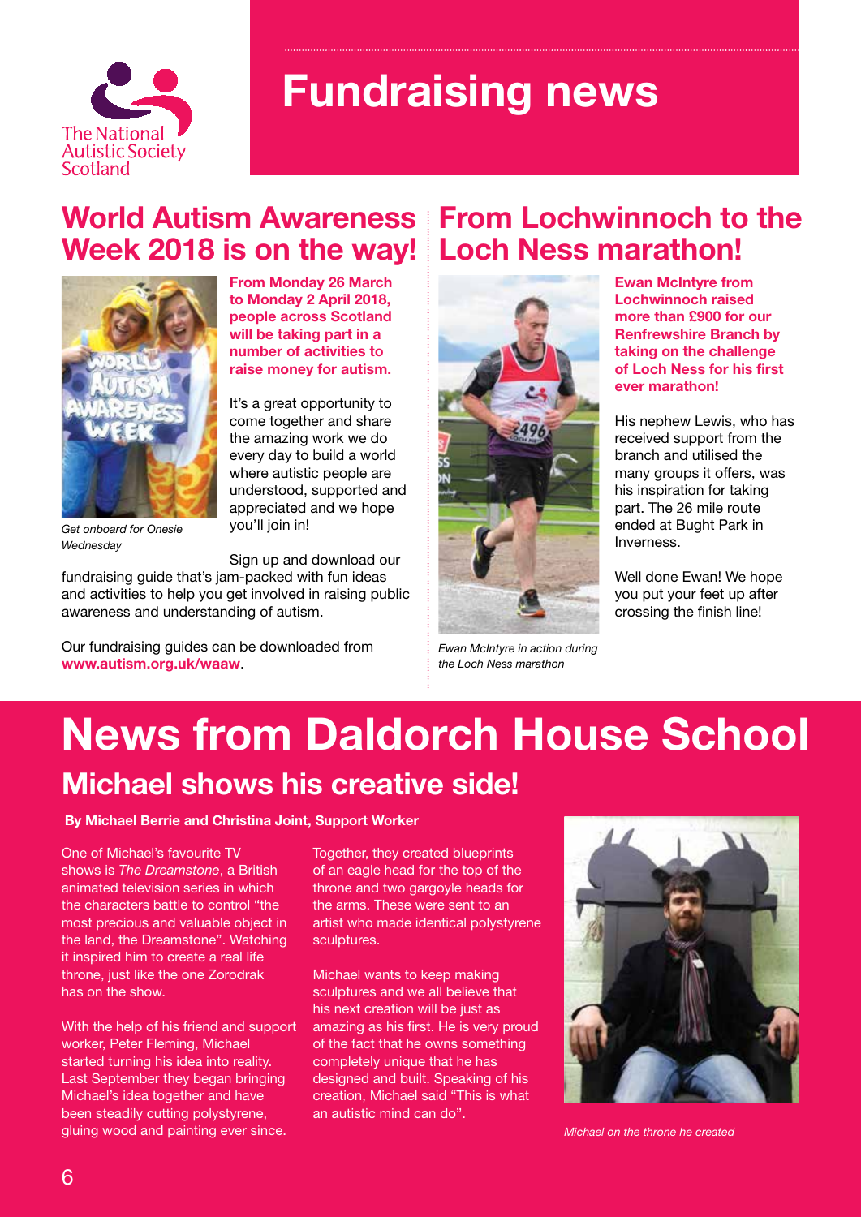The National Autistic Society Scotland

# Fundraising news

## World Autism Awareness Week 2018 is on the way!

*Get onboard for Onesie Wednesday*

**From Monday 26 March to Monday 2 April 2018, people across Scotland will be taking part in a number of activities to raise money for autism.**

It's a great opportunity to come together and share the amazing work we do every day to build a world where autistic people are understood, supported and appreciated and we hope you'll join in!

Sign up and download our fundraising guide that's jam-packed with fun ideas and activities to help you get involved in raising public awareness and understanding of autism.

Our fundraising guides can be downloaded from **www.autism.org.uk/waaw**.

## From Lochwinnoch to the Loch Ness marathon!

*Ewan McIntyre in action during the Loch Ness marathon*

**Ewan McIntyre from Lochwinnoch raised more than £900 for our Renfrewshire Branch by taking on the challenge of Loch Ness for his first ever marathon!**

His nephew Lewis, who has received support from the branch and utilised the many groups it offers, was his inspiration for taking part. The 26 mile route ended at Bught Park in Inverness.

Well done Ewan! We hope you put your feet up after crossing the finish line!

# News from Daldorch House School

## Michael shows his creative side!

**By Michael Berrie and Christina Joint, Support Worker**

One of Michael's favourite TV shows is *The Dreamstone*, a British animated television series in which the characters battle to control "the most precious and valuable object in the land, the Dreamstone". Watching it inspired him to create a real life throne, just like the one Zorodrak has on the show.

With the help of his friend and support worker, Peter Fleming, Michael started turning his idea into reality. Last September they began bringing Michael's idea together and have been steadily cutting polystyrene, gluing wood and painting ever since.

Together, they created blueprints of an eagle head for the top of the throne and two gargoyle heads for the arms. These were sent to an artist who made identical polystyrene sculptures.

Michael wants to keep making sculptures and we all believe that his next creation will be just as amazing as his first. He is very proud of the fact that he owns something completely unique that he has designed and built. Speaking of his creation, Michael said "This is what an autistic mind can do".

*Michael on the throne he created*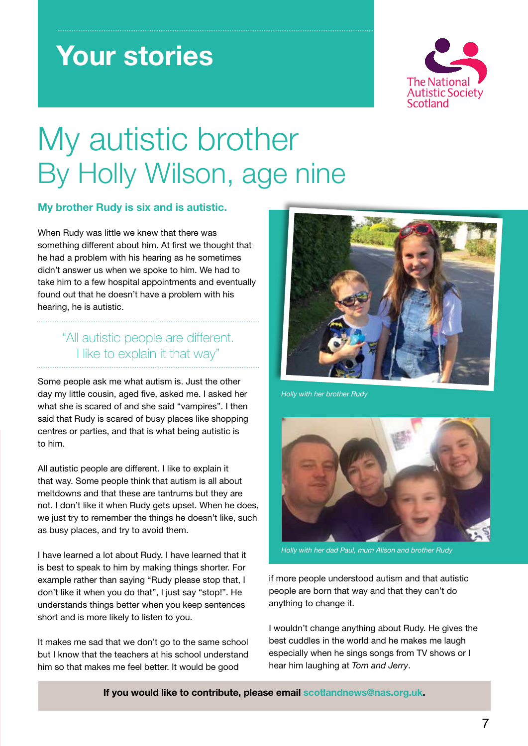# Your stories

The National Autistic Society Scotland

# My autistic brother
## By Holly Wilson, age nine

**My brother Rudy is six and is autistic.**

When Rudy was little we knew that there was something different about him. At first we thought that he had a problem with his hearing as he sometimes didn't answer us when we spoke to him. We had to take him to a few hospital appointments and eventually found out that he doesn't have a problem with his hearing, he is autistic.

> "All autistic people are different. I like to explain it that way"

Some people ask me what autism is. Just the other day my little cousin, aged five, asked me. I asked her what she is scared of and she said "vampires". I then said that Rudy is scared of busy places like shopping centres or parties, and that is what being autistic is to him.

All autistic people are different. I like to explain it that way. Some people think that autism is all about meltdowns and that these are tantrums but they are not. I don't like it when Rudy gets upset. When he does, we just try to remember the things he doesn't like, such as busy places, and try to avoid them.

I have learned a lot about Rudy. I have learned that it is best to speak to him by making things shorter. For example rather than saying "Rudy please stop that, I don't like it when you do that", I just say "stop!". He understands things better when you keep sentences short and is more likely to listen to you.

It makes me sad that we don't go to the same school but I know that the teachers at his school understand him so that makes me feel better. It would be good if more people understood autism and that autistic people are born that way and that they can't do anything to change it.

*Holly with her brother Rudy*

*Holly with her dad Paul, mum Alison and brother Rudy*

I wouldn't change anything about Rudy. He gives the best cuddles in the world and he makes me laugh especially when he sings songs from TV shows or I hear him laughing at *Tom and Jerry*.

**If you would like to contribute, please email scotlandnews@nas.org.uk.**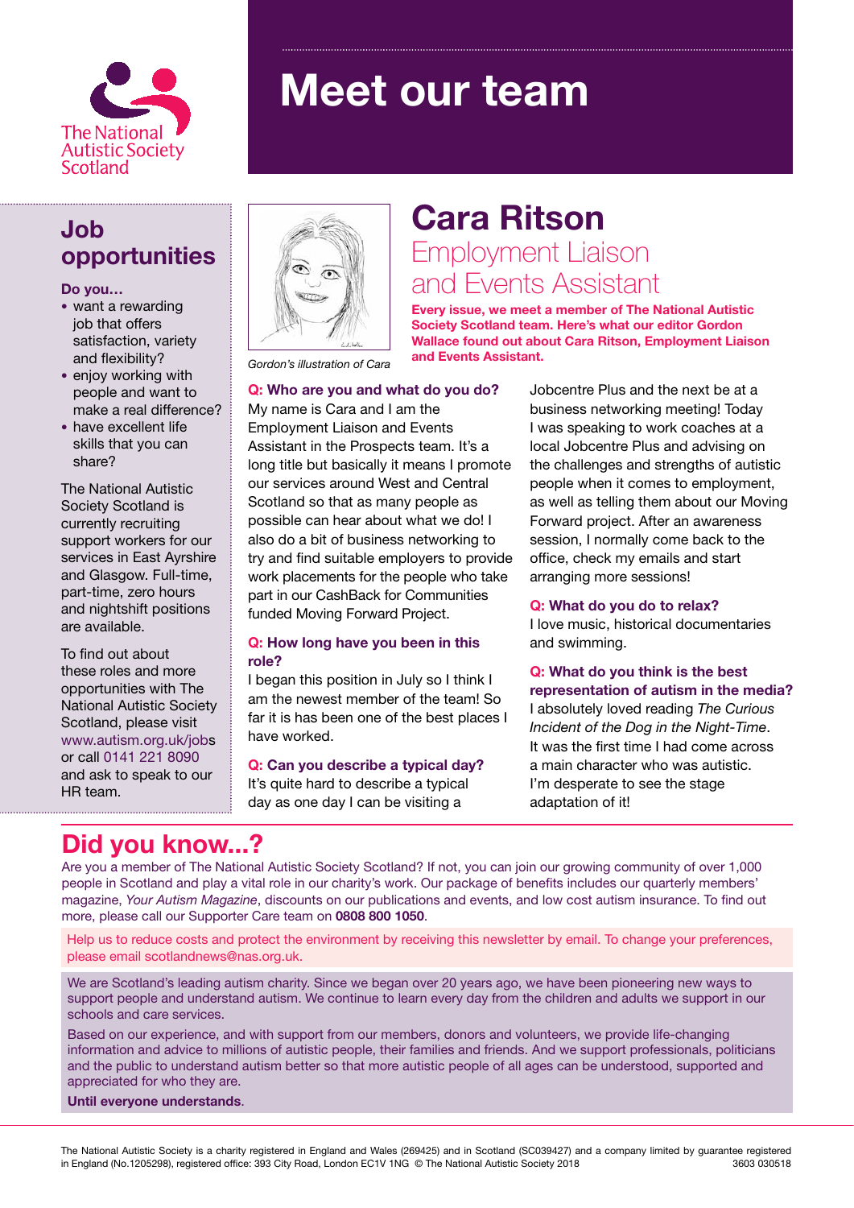# Meet our team

## Job opportunities

**Do you…**

- want a rewarding job that offers satisfaction, variety and flexibility?
- enjoy working with people and want to make a real difference?
- have excellent life skills that you can share?

The National Autistic Society Scotland is currently recruiting support workers for our services in East Ayrshire and Glasgow. Full-time, part-time, zero hours and nightshift positions are available.

To find out about these roles and more opportunities with The National Autistic Society Scotland, please visit www.autism.org.uk/jobs or call 0141 221 8090 and ask to speak to our HR team.

*Gordon's illustration of Cara*

## Cara Ritson

### Employment Liaison and Events Assistant

**Every issue, we meet a member of The National Autistic Society Scotland team. Here's what our editor Gordon Wallace found out about Cara Ritson, Employment Liaison and Events Assistant.**

**Q: Who are you and what do you do?**

My name is Cara and I am the Employment Liaison and Events Assistant in the Prospects team. It's a long title but basically it means I promote our services around West and Central Scotland so that as many people as possible can hear about what we do! I also do a bit of business networking to try and find suitable employers to provide work placements for the people who take part in our CashBack for Communities funded Moving Forward Project.

**Q: How long have you been in this role?**

I began this position in July so I think I am the newest member of the team! So far it is has been one of the best places I have worked.

**Q: Can you describe a typical day?**

It's quite hard to describe a typical day as one day I can be visiting a Jobcentre Plus and the next be at a business networking meeting! Today I was speaking to work coaches at a local Jobcentre Plus and advising on the challenges and strengths of autistic people when it comes to employment, as well as telling them about our Moving Forward project. After an awareness session, I normally come back to the office, check my emails and start arranging more sessions!

**Q: What do you do to relax?**

I love music, historical documentaries and swimming.

**Q: What do you think is the best representation of autism in the media?**

I absolutely loved reading *The Curious Incident of the Dog in the Night-Time*. It was the first time I had come across a main character who was autistic. I'm desperate to see the stage adaptation of it!

## Did you know...?

Are you a member of The National Autistic Society Scotland? If not, you can join our growing community of over 1,000 people in Scotland and play a vital role in our charity's work. Our package of benefits includes our quarterly members' magazine, *Your Autism Magazine*, discounts on our publications and events, and low cost autism insurance. To find out more, please call our Supporter Care team on **0808 800 1050**.

Help us to reduce costs and protect the environment by receiving this newsletter by email. To change your preferences, please email scotlandnews@nas.org.uk.

We are Scotland's leading autism charity. Since we began over 20 years ago, we have been pioneering new ways to support people and understand autism. We continue to learn every day from the children and adults we support in our schools and care services.

Based on our experience, and with support from our members, donors and volunteers, we provide life-changing information and advice to millions of autistic people, their families and friends. And we support professionals, politicians and the public to understand autism better so that more autistic people of all ages can be understood, supported and appreciated for who they are.

**Until everyone understands**.

The National Autistic Society is a charity registered in England and Wales (269425) and in Scotland (SC039427) and a company limited by guarantee registered in England (No.1205298), registered office: 393 City Road, London EC1V 1NG © The National Autistic Society 2018 3603 030518